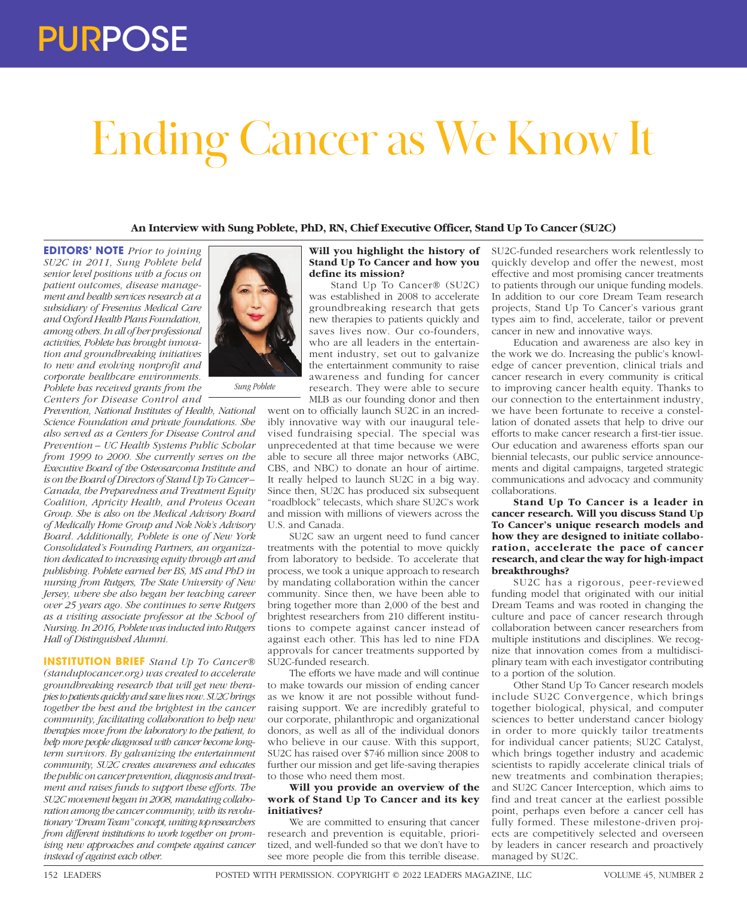# Ending Cancer as We Know It

**An Interview with Sung Poblete, PhD, RN, Chief Executive Officer, Stand Up To Cancer (SU2C)**

**EDITORS' NOTE** *Prior to joining SU2C in 2011, Sung Poblete held senior level positions with a focus on patient outcomes, disease management and health services research at a subsidiary of Fresenius Medical Care and Oxford Health Plans Foundation, among others. In all of her professional activities, Poblete has brought innovation and groundbreaking initiatives to new and evolving nonprofit and corporate healthcare environments. Poblete has received grants from the Centers for Disease Control and Prevention, National Institutes of Health, National Science Foundation and private foundations. She also served as a Centers for Disease Control and Prevention – UC Health Systems Public Scholar from 1999 to 2000. She currently serves on the Executive Board of the Osteosarcoma Institute and is on the Board of Directors of Stand Up To Cancer–Canada, the Preparedness and Treatment Equity Coalition, Apricity Health, and Proteus Ocean Group. She is also on the Medical Advisory Board of Medically Home Group and Nok Nok's Advisory Board. Additionally, Poblete is one of New York Consolidated's Founding Partners, an organization dedicated to increasing equity through art and publishing. Poblete earned her BS, MS and PhD in nursing from Rutgers, The State University of New Jersey, where she also began her teaching career over 25 years ago. She continues to serve Rutgers as a visiting associate professor at the School of Nursing. In 2016, Poblete was inducted into Rutgers Hall of Distinguished Alumni.*

*Sung Poblete*

**INSTITUTION BRIEF** *Stand Up To Cancer® (standuptocancer.org) was created to accelerate groundbreaking research that will get new therapies to patients quickly and save lives now. SU2C brings together the best and the brightest in the cancer community, facilitating collaboration to help new therapies move from the laboratory to the patient, to help more people diagnosed with cancer become long-term survivors. By galvanizing the entertainment community, SU2C creates awareness and educates the public on cancer prevention, diagnosis and treatment and raises funds to support these efforts. The SU2C movement began in 2008, mandating collaboration among the cancer community, with its revolutionary "Dream Team" concept, uniting top researchers from different institutions to work together on promising new approaches and compete against cancer instead of against each other.*

**Will you highlight the history of Stand Up To Cancer and how you define its mission?**

Stand Up To Cancer® (SU2C) was established in 2008 to accelerate groundbreaking research that gets new therapies to patients quickly and saves lives now. Our co-founders, who are all leaders in the entertainment industry, set out to galvanize the entertainment community to raise awareness and funding for cancer research. They were able to secure MLB as our founding donor and then went on to officially launch SU2C in an incredibly innovative way with our inaugural televised fundraising special. The special was unprecedented at that time because we were able to secure all three major networks (ABC, CBS, and NBC) to donate an hour of airtime. It really helped to launch SU2C in a big way. Since then, SU2C has produced six subsequent "roadblock" telecasts, which share SU2C's work and mission with millions of viewers across the U.S. and Canada.

SU2C saw an urgent need to fund cancer treatments with the potential to move quickly from laboratory to bedside. To accelerate that process, we took a unique approach to research by mandating collaboration within the cancer community. Since then, we have been able to bring together more than 2,000 of the best and brightest researchers from 210 different institutions to compete against cancer instead of against each other. This has led to nine FDA approvals for cancer treatments supported by SU2C-funded research.

The efforts we have made and will continue to make towards our mission of ending cancer as we know it are not possible without fundraising support. We are incredibly grateful to our corporate, philanthropic and organizational donors, as well as all of the individual donors who believe in our cause. With this support, SU2C has raised over $746 million since 2008 to further our mission and get life-saving therapies to those who need them most.

**Will you provide an overview of the work of Stand Up To Cancer and its key initiatives?**

We are committed to ensuring that cancer research and prevention is equitable, prioritized, and well-funded so that we don't have to see more people die from this terrible disease. SU2C-funded researchers work relentlessly to quickly develop and offer the newest, most effective and most promising cancer treatments to patients through our unique funding models. In addition to our core Dream Team research projects, Stand Up To Cancer's various grant types aim to find, accelerate, tailor or prevent cancer in new and innovative ways.

Education and awareness are also key in the work we do. Increasing the public's knowledge of cancer prevention, clinical trials and cancer research in every community is critical to improving cancer health equity. Thanks to our connection to the entertainment industry, we have been fortunate to receive a constellation of donated assets that help to drive our efforts to make cancer research a first-tier issue. Our education and awareness efforts span our biennial telecasts, our public service announcements and digital campaigns, targeted strategic communications and advocacy and community collaborations.

**Stand Up To Cancer is a leader in cancer research. Will you discuss Stand Up To Cancer's unique research models and how they are designed to initiate collaboration, accelerate the pace of cancer research, and clear the way for high-impact breakthroughs?**

SU2C has a rigorous, peer-reviewed funding model that originated with our initial Dream Teams and was rooted in changing the culture and pace of cancer research through collaboration between cancer researchers from multiple institutions and disciplines. We recognize that innovation comes from a multidisciplinary team with each investigator contributing to a portion of the solution.

Other Stand Up To Cancer research models include SU2C Convergence, which brings together biological, physical, and computer sciences to better understand cancer biology in order to more quickly tailor treatments for individual cancer patients; SU2C Catalyst, which brings together industry and academic scientists to rapidly accelerate clinical trials of new treatments and combination therapies; and SU2C Cancer Interception, which aims to find and treat cancer at the earliest possible point, perhaps even before a cancer cell has fully formed. These milestone-driven projects are competitively selected and overseen by leaders in cancer research and proactively managed by SU2C.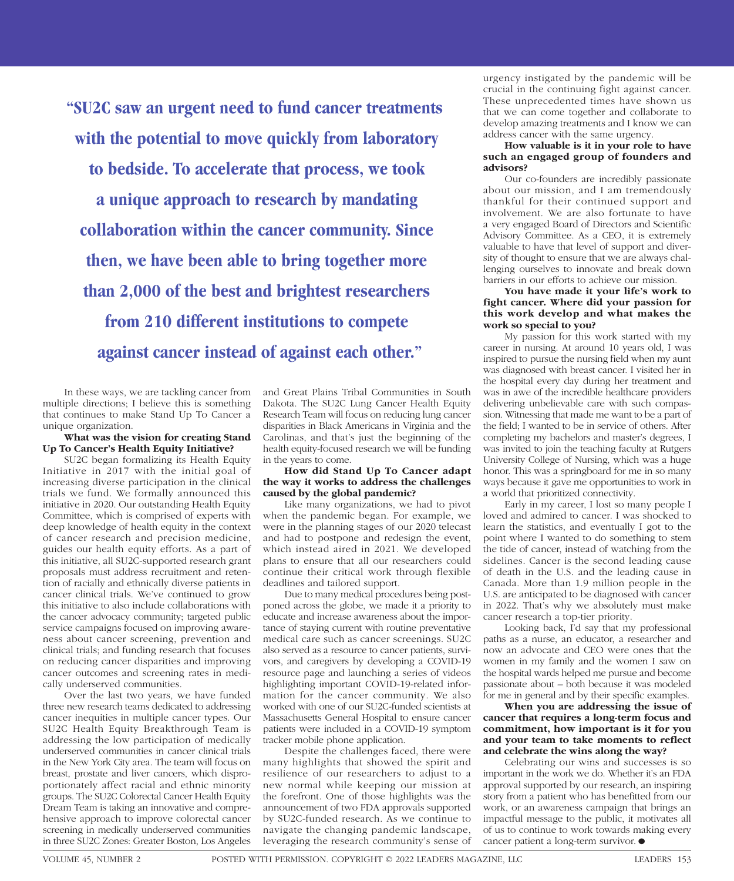**"SU2C saw an urgent need to fund cancer treatments with the potential to move quickly from laboratory to bedside. To accelerate that process, we took a unique approach to research by mandating collaboration within the cancer community. Since then, we have been able to bring together more than 2,000 of the best and brightest researchers from 210 different institutions to compete against cancer instead of against each other."**

In these ways, we are tackling cancer from multiple directions; I believe this is something that continues to make Stand Up To Cancer a unique organization.

**What was the vision for creating Stand Up To Cancer's Health Equity Initiative?**

SU2C began formalizing its Health Equity Initiative in 2017 with the initial goal of increasing diverse participation in the clinical trials we fund. We formally announced this initiative in 2020. Our outstanding Health Equity Committee, which is comprised of experts with deep knowledge of health equity in the context of cancer research and precision medicine, guides our health equity efforts. As a part of this initiative, all SU2C-supported research grant proposals must address recruitment and retention of racially and ethnically diverse patients in cancer clinical trials. We've continued to grow this initiative to also include collaborations with the cancer advocacy community; targeted public service campaigns focused on improving awareness about cancer screening, prevention and clinical trials; and funding research that focuses on reducing cancer disparities and improving cancer outcomes and screening rates in medically underserved communities.

Over the last two years, we have funded three new research teams dedicated to addressing cancer inequities in multiple cancer types. Our SU2C Health Equity Breakthrough Team is addressing the low participation of medically underserved communities in cancer clinical trials in the New York City area. The team will focus on breast, prostate and liver cancers, which disproportionately affect racial and ethnic minority groups. The SU2C Colorectal Cancer Health Equity Dream Team is taking an innovative and comprehensive approach to improve colorectal cancer screening in medically underserved communities in three SU2C Zones: Greater Boston, Los Angeles and Great Plains Tribal Communities in South Dakota. The SU2C Lung Cancer Health Equity Research Team will focus on reducing lung cancer disparities in Black Americans in Virginia and the Carolinas, and that's just the beginning of the health equity-focused research we will be funding in the years to come.

**How did Stand Up To Cancer adapt the way it works to address the challenges caused by the global pandemic?**

Like many organizations, we had to pivot when the pandemic began. For example, we were in the planning stages of our 2020 telecast and had to postpone and redesign the event, which instead aired in 2021. We developed plans to ensure that all our researchers could continue their critical work through flexible deadlines and tailored support.

Due to many medical procedures being postponed across the globe, we made it a priority to educate and increase awareness about the importance of staying current with routine preventative medical care such as cancer screenings. SU2C also served as a resource to cancer patients, survivors, and caregivers by developing a COVID-19 resource page and launching a series of videos highlighting important COVID-19-related information for the cancer community. We also worked with one of our SU2C-funded scientists at Massachusetts General Hospital to ensure cancer patients were included in a COVID-19 symptom tracker mobile phone application.

Despite the challenges faced, there were many highlights that showed the spirit and resilience of our researchers to adjust to a new normal while keeping our mission at the forefront. One of those highlights was the announcement of two FDA approvals supported by SU2C-funded research. As we continue to navigate the changing pandemic landscape, leveraging the research community's sense of urgency instigated by the pandemic will be crucial in the continuing fight against cancer. These unprecedented times have shown us that we can come together and collaborate to develop amazing treatments and I know we can address cancer with the same urgency.

**How valuable is it in your role to have such an engaged group of founders and advisors?**

Our co-founders are incredibly passionate about our mission, and I am tremendously thankful for their continued support and involvement. We are also fortunate to have a very engaged Board of Directors and Scientific Advisory Committee. As a CEO, it is extremely valuable to have that level of support and diversity of thought to ensure that we are always challenging ourselves to innovate and break down barriers in our efforts to achieve our mission.

**You have made it your life's work to fight cancer. Where did your passion for this work develop and what makes the work so special to you?**

My passion for this work started with my career in nursing. At around 10 years old, I was inspired to pursue the nursing field when my aunt was diagnosed with breast cancer. I visited her in the hospital every day during her treatment and was in awe of the incredible healthcare providers delivering unbelievable care with such compassion. Witnessing that made me want to be a part of the field; I wanted to be in service of others. After completing my bachelors and master's degrees, I was invited to join the teaching faculty at Rutgers University College of Nursing, which was a huge honor. This was a springboard for me in so many ways because it gave me opportunities to work in a world that prioritized connectivity.

Early in my career, I lost so many people I loved and admired to cancer. I was shocked to learn the statistics, and eventually I got to the point where I wanted to do something to stem the tide of cancer, instead of watching from the sidelines. Cancer is the second leading cause of death in the U.S. and the leading cause in Canada. More than 1.9 million people in the U.S. are anticipated to be diagnosed with cancer in 2022. That's why we absolutely must make cancer research a top-tier priority.

Looking back, I'd say that my professional paths as a nurse, an educator, a researcher and now an advocate and CEO were ones that the women in my family and the women I saw on the hospital wards helped me pursue and become passionate about – both because it was modeled for me in general and by their specific examples.

**When you are addressing the issue of cancer that requires a long-term focus and commitment, how important is it for you and your team to take moments to reflect and celebrate the wins along the way?**

Celebrating our wins and successes is so important in the work we do. Whether it's an FDA approval supported by our research, an inspiring story from a patient who has benefitted from our work, or an awareness campaign that brings an impactful message to the public, it motivates all of us to continue to work towards making every cancer patient a long-term survivor. ●

POSTED WITH PERMISSION. COPYRIGHT © 2022 LEADERS MAGAZINE, LLC